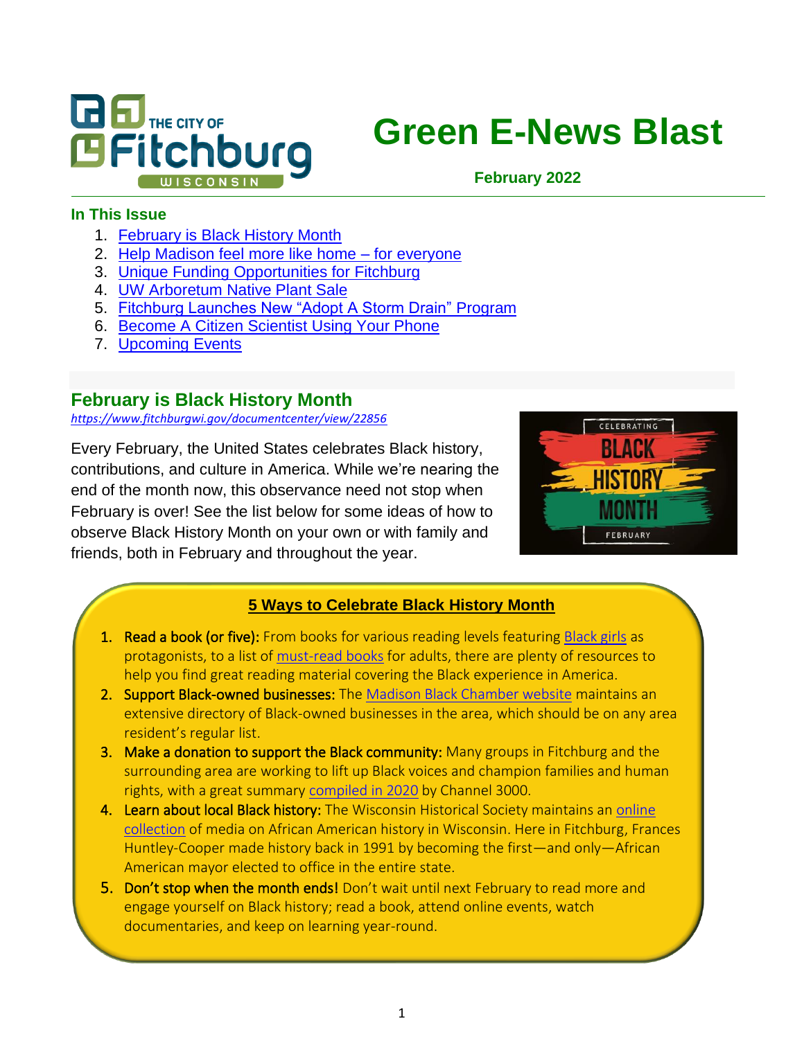THE CITY OF Fitchburg WISCONSIN

# Green E-News Blast

**February 2022**

### In This Issue

1. February is Black History Month
2. Help Madison feel more like home – for everyone
3. Unique Funding Opportunities for Fitchburg
4. UW Arboretum Native Plant Sale
5. Fitchburg Launches New "Adopt A Storm Drain" Program
6. Become A Citizen Scientist Using Your Phone
7. Upcoming Events

## February is Black History Month

*https://www.fitchburgwi.gov/documentcenter/view/22856*

Every February, the United States celebrates Black history, contributions, and culture in America. While we're nearing the end of the month now, this observance need not stop when February is over! See the list below for some ideas of how to observe Black History Month on your own or with family and friends, both in February and throughout the year.

### 5 Ways to Celebrate Black History Month

1. **Read a book (or five):** From books for various reading levels featuring Black girls as protagonists, to a list of must-read books for adults, there are plenty of resources to help you find great reading material covering the Black experience in America.
2. **Support Black-owned businesses:** The Madison Black Chamber website maintains an extensive directory of Black-owned businesses in the area, which should be on any area resident's regular list.
3. **Make a donation to support the Black community:** Many groups in Fitchburg and the surrounding area are working to lift up Black voices and champion families and human rights, with a great summary compiled in 2020 by Channel 3000.
4. **Learn about local Black history:** The Wisconsin Historical Society maintains an online collection of media on African American history in Wisconsin. Here in Fitchburg, Frances Huntley-Cooper made history back in 1991 by becoming the first—and only—African American mayor elected to office in the entire state.
5. **Don't stop when the month ends!** Don't wait until next February to read more and engage yourself on Black history; read a book, attend online events, watch documentaries, and keep on learning year-round.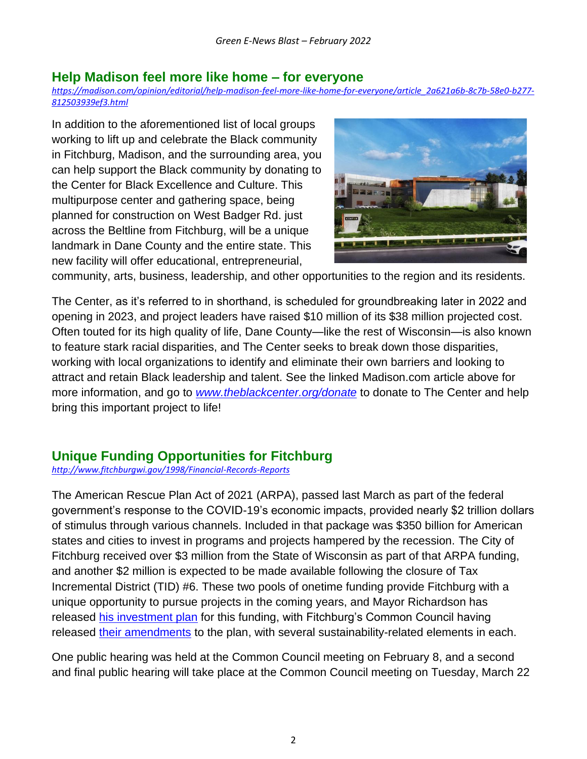## Help Madison feel more like home – for everyone

*https://madison.com/opinion/editorial/help-madison-feel-more-like-home-for-everyone/article_2a621a6b-8c7b-58e0-b277-812503939ef3.html*

In addition to the aforementioned list of local groups working to lift up and celebrate the Black community in Fitchburg, Madison, and the surrounding area, you can help support the Black community by donating to the Center for Black Excellence and Culture. This multipurpose center and gathering space, being planned for construction on West Badger Rd. just across the Beltline from Fitchburg, will be a unique landmark in Dane County and the entire state. This new facility will offer educational, entrepreneurial, community, arts, business, leadership, and other opportunities to the region and its residents.

The Center, as it's referred to in shorthand, is scheduled for groundbreaking later in 2022 and opening in 2023, and project leaders have raised $10 million of its $38 million projected cost. Often touted for its high quality of life, Dane County—like the rest of Wisconsin—is also known to feature stark racial disparities, and The Center seeks to break down those disparities, working with local organizations to identify and eliminate their own barriers and looking to attract and retain Black leadership and talent. See the linked Madison.com article above for more information, and go to *www.theblackcenter.org/donate* to donate to The Center and help bring this important project to life!

## Unique Funding Opportunities for Fitchburg

*http://www.fitchburgwi.gov/1998/Financial-Records-Reports*

The American Rescue Plan Act of 2021 (ARPA), passed last March as part of the federal government's response to the COVID-19's economic impacts, provided nearly $2 trillion dollars of stimulus through various channels. Included in that package was $350 billion for American states and cities to invest in programs and projects hampered by the recession. The City of Fitchburg received over $3 million from the State of Wisconsin as part of that ARPA funding, and another $2 million is expected to be made available following the closure of Tax Incremental District (TID) #6. These two pools of onetime funding provide Fitchburg with a unique opportunity to pursue projects in the coming years, and Mayor Richardson has released his investment plan for this funding, with Fitchburg's Common Council having released their amendments to the plan, with several sustainability-related elements in each.

One public hearing was held at the Common Council meeting on February 8, and a second and final public hearing will take place at the Common Council meeting on Tuesday, March 22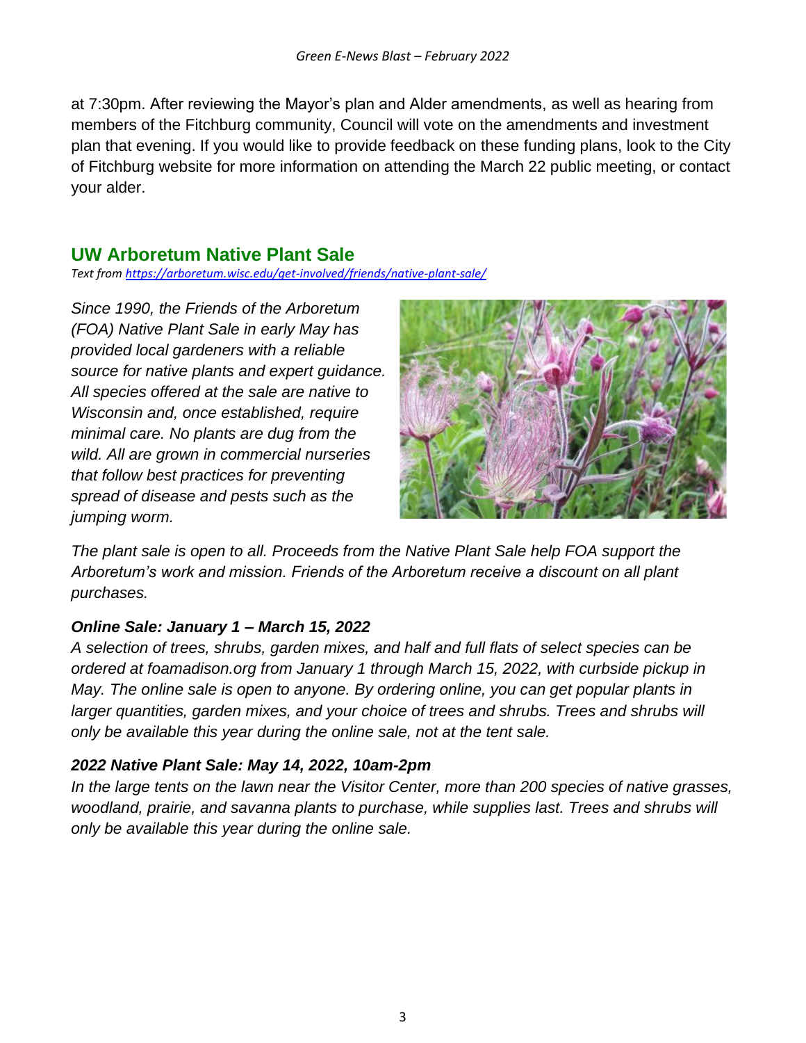at 7:30pm. After reviewing the Mayor's plan and Alder amendments, as well as hearing from members of the Fitchburg community, Council will vote on the amendments and investment plan that evening. If you would like to provide feedback on these funding plans, look to the City of Fitchburg website for more information on attending the March 22 public meeting, or contact your alder.

## UW Arboretum Native Plant Sale

*Text from [https://arboretum.wisc.edu/get-involved/friends/native-plant-sale/](https://arboretum.wisc.edu/get-involved/friends/native-plant-sale/)*

*Since 1990, the Friends of the Arboretum (FOA) Native Plant Sale in early May has provided local gardeners with a reliable source for native plants and expert guidance. All species offered at the sale are native to Wisconsin and, once established, require minimal care. No plants are dug from the wild. All are grown in commercial nurseries that follow best practices for preventing spread of disease and pests such as the jumping worm.*

*The plant sale is open to all. Proceeds from the Native Plant Sale help FOA support the Arboretum's work and mission. Friends of the Arboretum receive a discount on all plant purchases.*

### *Online Sale: January 1 – March 15, 2022*

*A selection of trees, shrubs, garden mixes, and half and full flats of select species can be ordered at foamadison.org from January 1 through March 15, 2022, with curbside pickup in May. The online sale is open to anyone. By ordering online, you can get popular plants in larger quantities, garden mixes, and your choice of trees and shrubs. Trees and shrubs will only be available this year during the online sale, not at the tent sale.*

### *2022 Native Plant Sale: May 14, 2022, 10am-2pm*

*In the large tents on the lawn near the Visitor Center, more than 200 species of native grasses, woodland, prairie, and savanna plants to purchase, while supplies last. Trees and shrubs will only be available this year during the online sale.*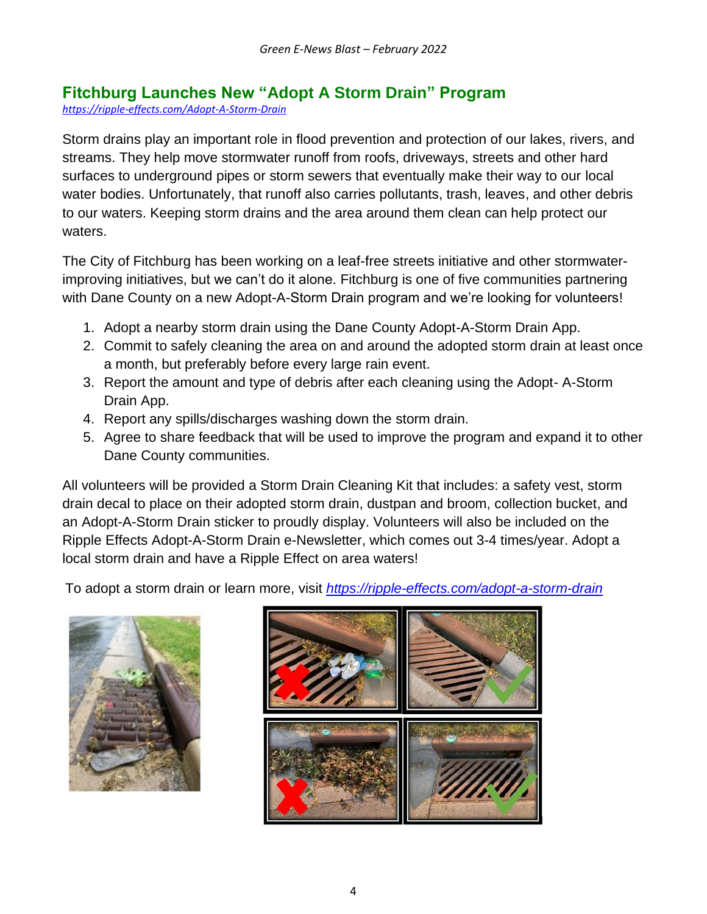## Fitchburg Launches New "Adopt A Storm Drain" Program

*https://ripple-effects.com/Adopt-A-Storm-Drain*

Storm drains play an important role in flood prevention and protection of our lakes, rivers, and streams. They help move stormwater runoff from roofs, driveways, streets and other hard surfaces to underground pipes or storm sewers that eventually make their way to our local water bodies. Unfortunately, that runoff also carries pollutants, trash, leaves, and other debris to our waters. Keeping storm drains and the area around them clean can help protect our waters.

The City of Fitchburg has been working on a leaf-free streets initiative and other stormwater-improving initiatives, but we can't do it alone. Fitchburg is one of five communities partnering with Dane County on a new Adopt-A-Storm Drain program and we're looking for volunteers!

1. Adopt a nearby storm drain using the Dane County Adopt-A-Storm Drain App.
2. Commit to safely cleaning the area on and around the adopted storm drain at least once a month, but preferably before every large rain event.
3. Report the amount and type of debris after each cleaning using the Adopt- A-Storm Drain App.
4. Report any spills/discharges washing down the storm drain.
5. Agree to share feedback that will be used to improve the program and expand it to other Dane County communities.

All volunteers will be provided a Storm Drain Cleaning Kit that includes: a safety vest, storm drain decal to place on their adopted storm drain, dustpan and broom, collection bucket, and an Adopt-A-Storm Drain sticker to proudly display. Volunteers will also be included on the Ripple Effects Adopt-A-Storm Drain e-Newsletter, which comes out 3-4 times/year. Adopt a local storm drain and have a Ripple Effect on area waters!

To adopt a storm drain or learn more, visit *https://ripple-effects.com/adopt-a-storm-drain*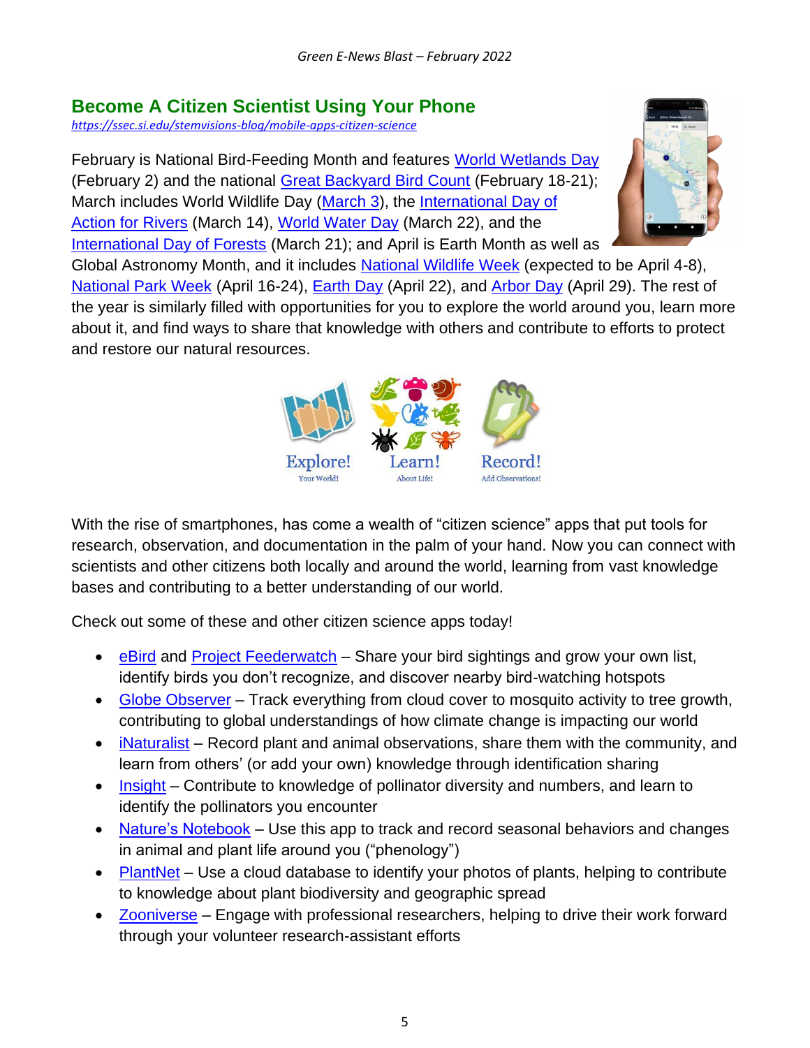## Become A Citizen Scientist Using Your Phone

*https://ssec.si.edu/stemvisions-blog/mobile-apps-citizen-science*

February is National Bird-Feeding Month and features World Wetlands Day (February 2) and the national Great Backyard Bird Count (February 18-21); March includes World Wildlife Day (March 3), the International Day of Action for Rivers (March 14), World Water Day (March 22), and the International Day of Forests (March 21); and April is Earth Month as well as Global Astronomy Month, and it includes National Wildlife Week (expected to be April 4-8), National Park Week (April 16-24), Earth Day (April 22), and Arbor Day (April 29). The rest of the year is similarly filled with opportunities for you to explore the world around you, learn more about it, and find ways to share that knowledge with others and contribute to efforts to protect and restore our natural resources.

Explore! Your World! Learn! About Life! Record! Add Observations!

With the rise of smartphones, has come a wealth of "citizen science" apps that put tools for research, observation, and documentation in the palm of your hand. Now you can connect with scientists and other citizens both locally and around the world, learning from vast knowledge bases and contributing to a better understanding of our world.

Check out some of these and other citizen science apps today!

- eBird and Project Feederwatch – Share your bird sightings and grow your own list, identify birds you don't recognize, and discover nearby bird-watching hotspots
- Globe Observer – Track everything from cloud cover to mosquito activity to tree growth, contributing to global understandings of how climate change is impacting our world
- iNaturalist – Record plant and animal observations, share them with the community, and learn from others' (or add your own) knowledge through identification sharing
- Insight – Contribute to knowledge of pollinator diversity and numbers, and learn to identify the pollinators you encounter
- Nature's Notebook – Use this app to track and record seasonal behaviors and changes in animal and plant life around you ("phenology")
- PlantNet – Use a cloud database to identify your photos of plants, helping to contribute to knowledge about plant biodiversity and geographic spread
- Zooniverse – Engage with professional researchers, helping to drive their work forward through your volunteer research-assistant efforts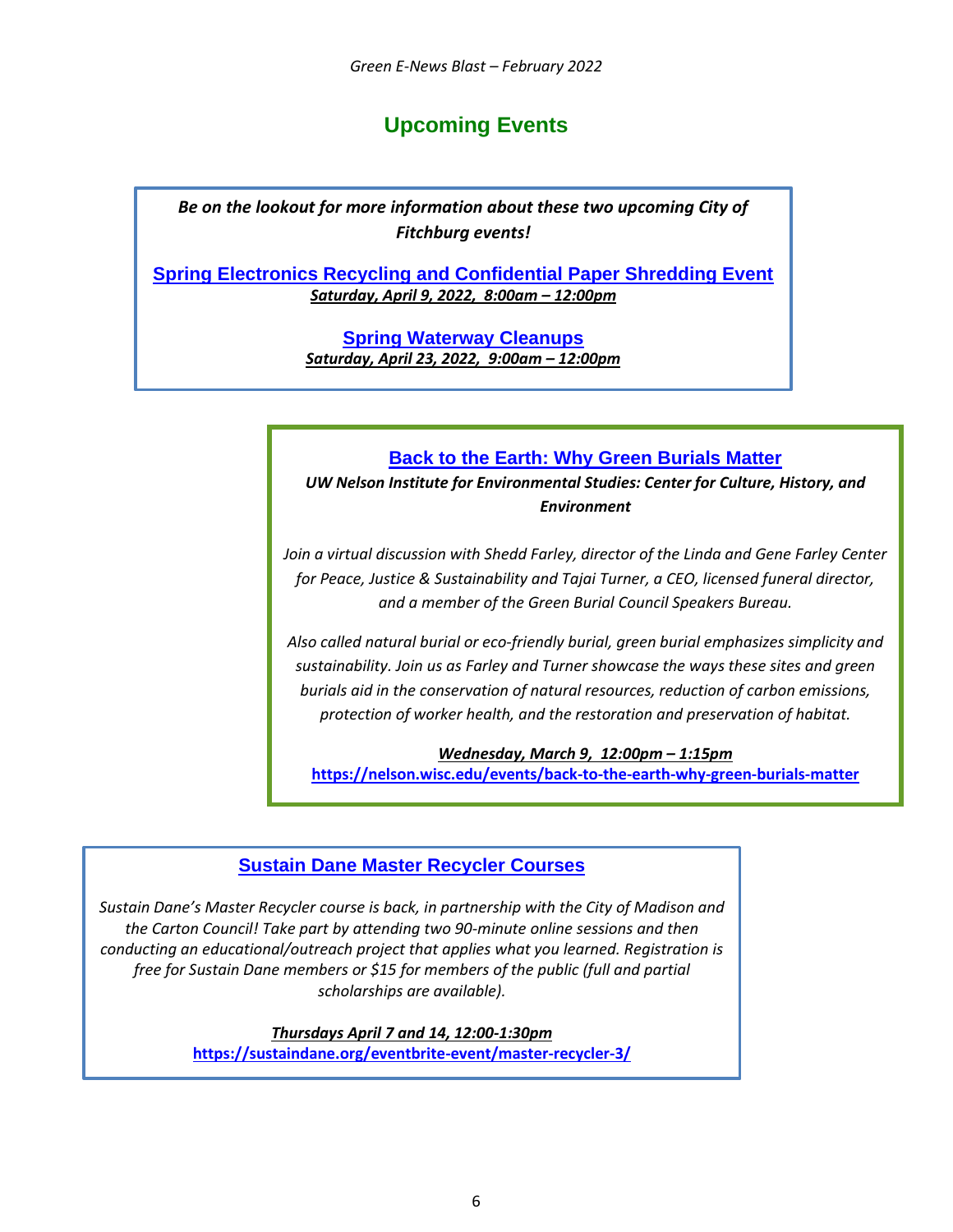## Upcoming Events

***Be on the lookout for more information about these two upcoming City of Fitchburg events!***

**Spring Electronics Recycling and Confidential Paper Shredding Event**

***Saturday, April 9, 2022, 8:00am – 12:00pm***

**Spring Waterway Cleanups**

***Saturday, April 23, 2022, 9:00am – 12:00pm***

**Back to the Earth: Why Green Burials Matter**

***UW Nelson Institute for Environmental Studies: Center for Culture, History, and Environment***

*Join a virtual discussion with Shedd Farley, director of the Linda and Gene Farley Center for Peace, Justice & Sustainability and Tajai Turner, a CEO, licensed funeral director, and a member of the Green Burial Council Speakers Bureau.*

*Also called natural burial or eco-friendly burial, green burial emphasizes simplicity and sustainability. Join us as Farley and Turner showcase the ways these sites and green burials aid in the conservation of natural resources, reduction of carbon emissions, protection of worker health, and the restoration and preservation of habitat.*

***Wednesday, March 9, 12:00pm – 1:15pm***

**https://nelson.wisc.edu/events/back-to-the-earth-why-green-burials-matter**

**Sustain Dane Master Recycler Courses**

*Sustain Dane's Master Recycler course is back, in partnership with the City of Madison and the Carton Council! Take part by attending two 90-minute online sessions and then conducting an educational/outreach project that applies what you learned. Registration is free for Sustain Dane members or $15 for members of the public (full and partial scholarships are available).*

***Thursdays April 7 and 14, 12:00-1:30pm***

**https://sustaindane.org/eventbrite-event/master-recycler-3/**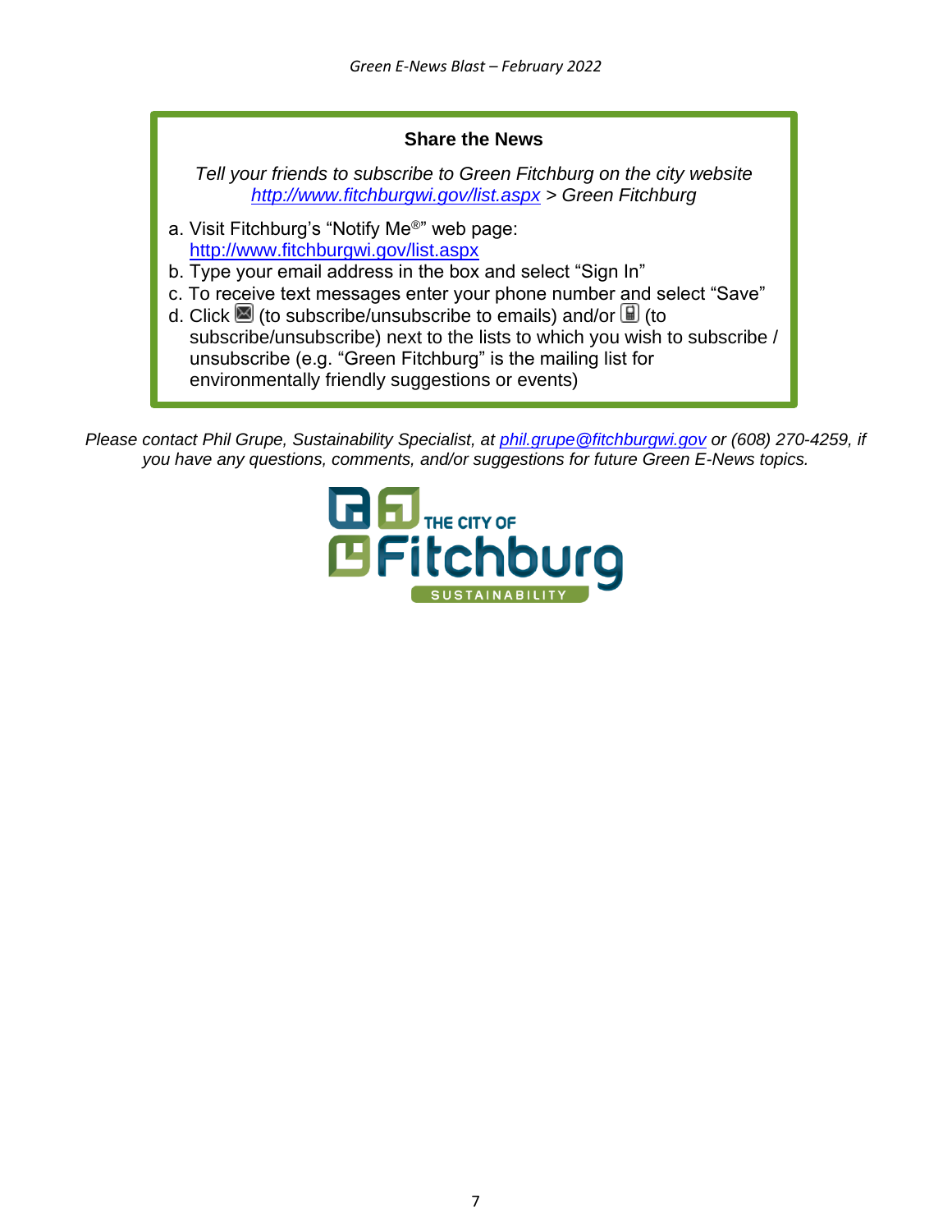### Share the News

*Tell your friends to subscribe to Green Fitchburg on the city website [http://www.fitchburgwi.gov/list.aspx](http://www.fitchburgwi.gov/list.aspx) > Green Fitchburg*

a. Visit Fitchburg's "Notify Me®" web page: [http://www.fitchburgwi.gov/list.aspx](http://www.fitchburgwi.gov/list.aspx)
b. Type your email address in the box and select "Sign In"
c. To receive text messages enter your phone number and select "Save"
d. Click ✉ (to subscribe/unsubscribe to emails) and/or 📱 (to subscribe/unsubscribe) next to the lists to which you wish to subscribe / unsubscribe (e.g. "Green Fitchburg" is the mailing list for environmentally friendly suggestions or events)

*Please contact Phil Grupe, Sustainability Specialist, at [phil.grupe@fitchburgwi.gov](mailto:phil.grupe@fitchburgwi.gov) or (608) 270-4259, if you have any questions, comments, and/or suggestions for future Green E-News topics.*

THE CITY OF Fitchburg SUSTAINABILITY